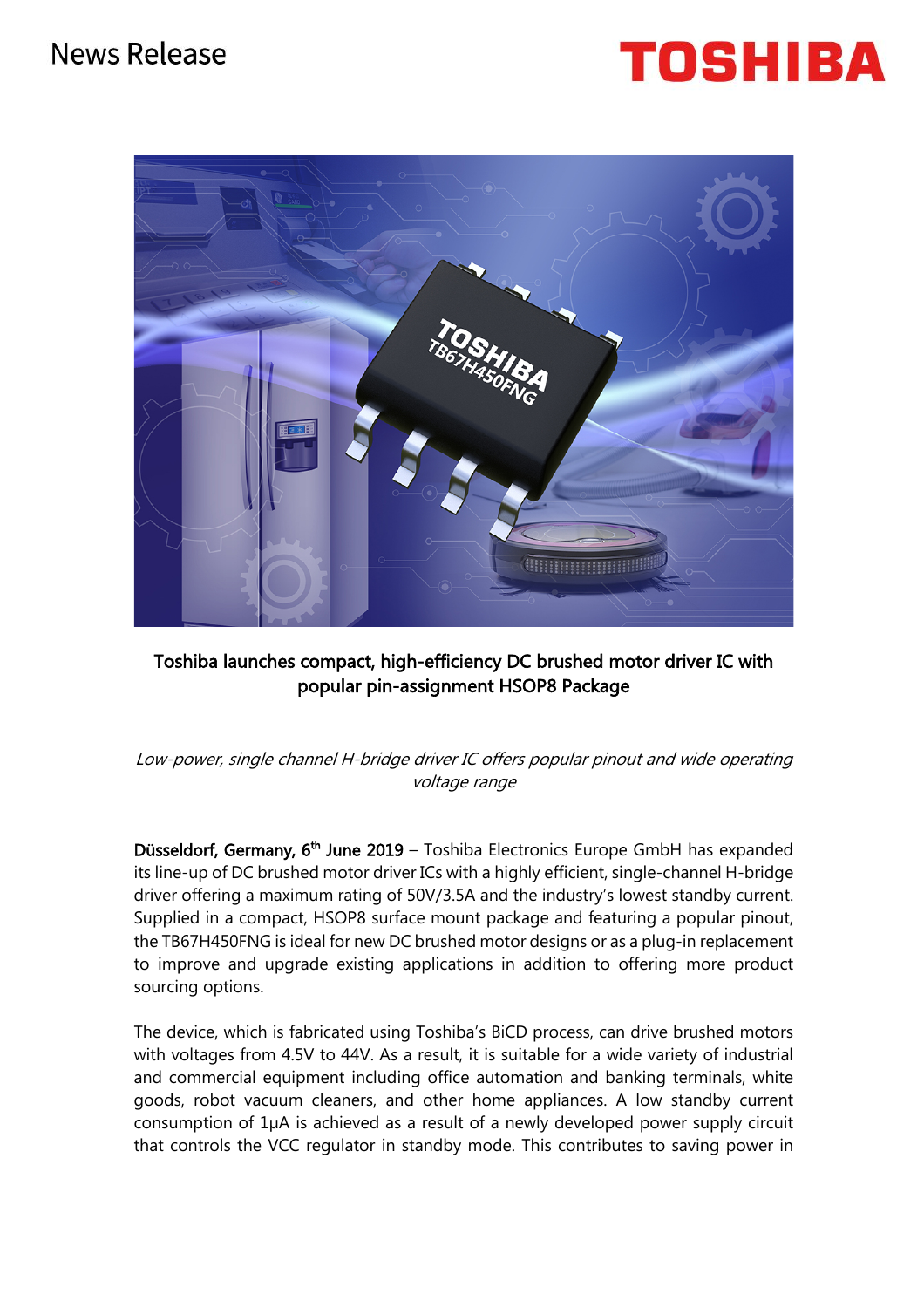News Release

**TOSHIBA**

## Toshiba launches compact, high-efficiency DC brushed motor driver IC with popular pin-assignment HSOP8 Package

*Low-power, single channel H-bridge driver IC offers popular pinout and wide operating voltage range*

**Düsseldorf, Germany, 6th June 2019** – Toshiba Electronics Europe GmbH has expanded its line-up of DC brushed motor driver ICs with a highly efficient, single-channel H-bridge driver offering a maximum rating of 50V/3.5A and the industry's lowest standby current. Supplied in a compact, HSOP8 surface mount package and featuring a popular pinout, the TB67H450FNG is ideal for new DC brushed motor designs or as a plug-in replacement to improve and upgrade existing applications in addition to offering more product sourcing options.

The device, which is fabricated using Toshiba's BiCD process, can drive brushed motors with voltages from 4.5V to 44V. As a result, it is suitable for a wide variety of industrial and commercial equipment including office automation and banking terminals, white goods, robot vacuum cleaners, and other home appliances. A low standby current consumption of 1µA is achieved as a result of a newly developed power supply circuit that controls the VCC regulator in standby mode. This contributes to saving power in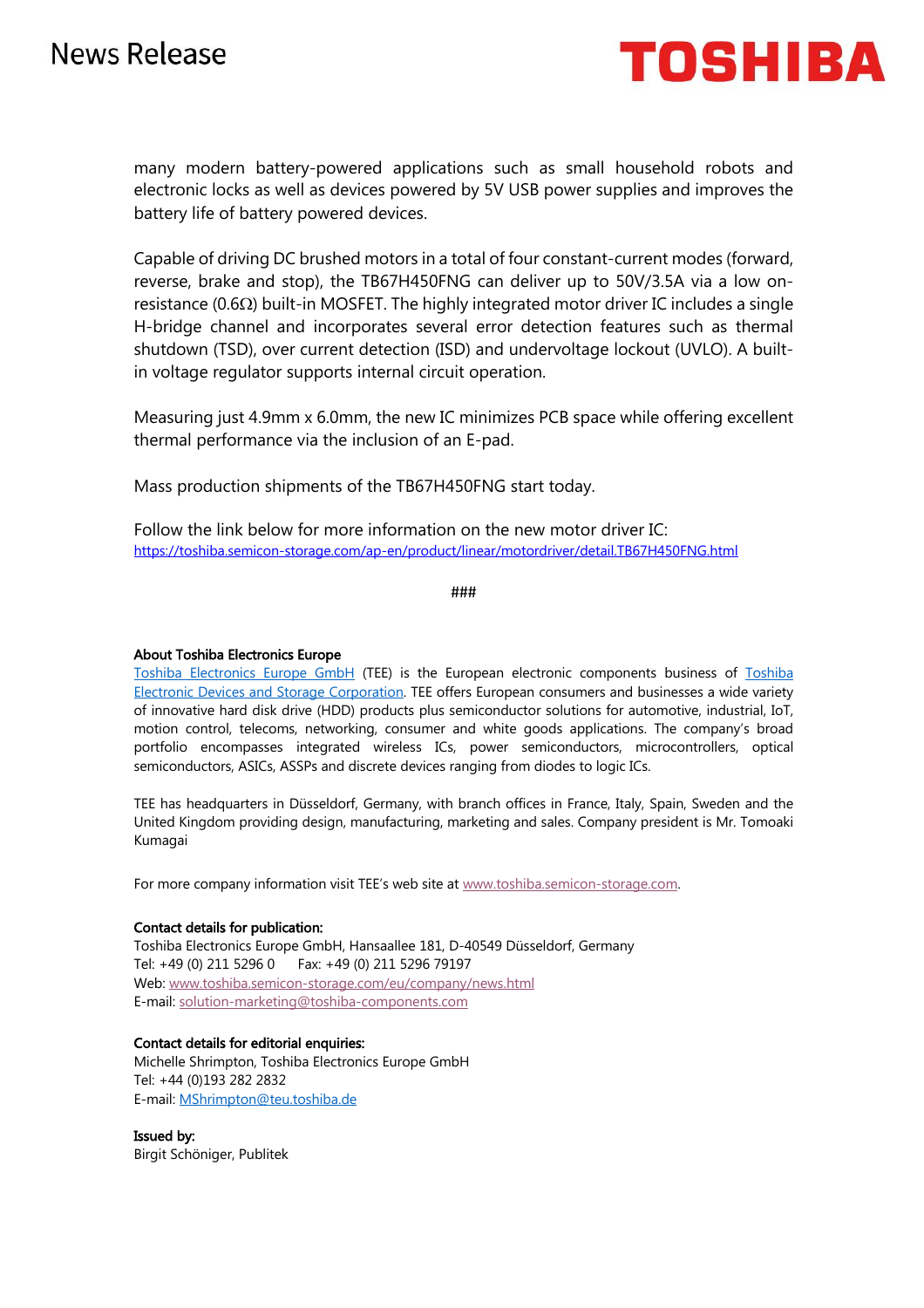many modern battery-powered applications such as small household robots and electronic locks as well as devices powered by 5V USB power supplies and improves the battery life of battery powered devices.

Capable of driving DC brushed motors in a total of four constant-current modes (forward, reverse, brake and stop), the TB67H450FNG can deliver up to 50V/3.5A via a low on-resistance (0.6Ω) built-in MOSFET. The highly integrated motor driver IC includes a single H-bridge channel and incorporates several error detection features such as thermal shutdown (TSD), over current detection (ISD) and undervoltage lockout (UVLO). A built-in voltage regulator supports internal circuit operation.

Measuring just 4.9mm x 6.0mm, the new IC minimizes PCB space while offering excellent thermal performance via the inclusion of an E-pad.

Mass production shipments of the TB67H450FNG start today.

Follow the link below for more information on the new motor driver IC:
https://toshiba.semicon-storage.com/ap-en/product/linear/motordriver/detail.TB67H450FNG.html

###

**About Toshiba Electronics Europe**
Toshiba Electronics Europe GmbH (TEE) is the European electronic components business of Toshiba Electronic Devices and Storage Corporation. TEE offers European consumers and businesses a wide variety of innovative hard disk drive (HDD) products plus semiconductor solutions for automotive, industrial, IoT, motion control, telecoms, networking, consumer and white goods applications. The company's broad portfolio encompasses integrated wireless ICs, power semiconductors, microcontrollers, optical semiconductors, ASICs, ASSPs and discrete devices ranging from diodes to logic ICs.

TEE has headquarters in Düsseldorf, Germany, with branch offices in France, Italy, Spain, Sweden and the United Kingdom providing design, manufacturing, marketing and sales. Company president is Mr. Tomoaki Kumagai

For more company information visit TEE's web site at www.toshiba.semicon-storage.com.

**Contact details for publication:**
Toshiba Electronics Europe GmbH, Hansaallee 181, D-40549 Düsseldorf, Germany
Tel: +49 (0) 211 5296 0 Fax: +49 (0) 211 5296 79197
Web: www.toshiba.semicon-storage.com/eu/company/news.html
E-mail: solution-marketing@toshiba-components.com

**Contact details for editorial enquiries:**
Michelle Shrimpton, Toshiba Electronics Europe GmbH
Tel: +44 (0)193 282 2832
E-mail: MShrimpton@teu.toshiba.de

**Issued by:**
Birgit Schöniger, Publitek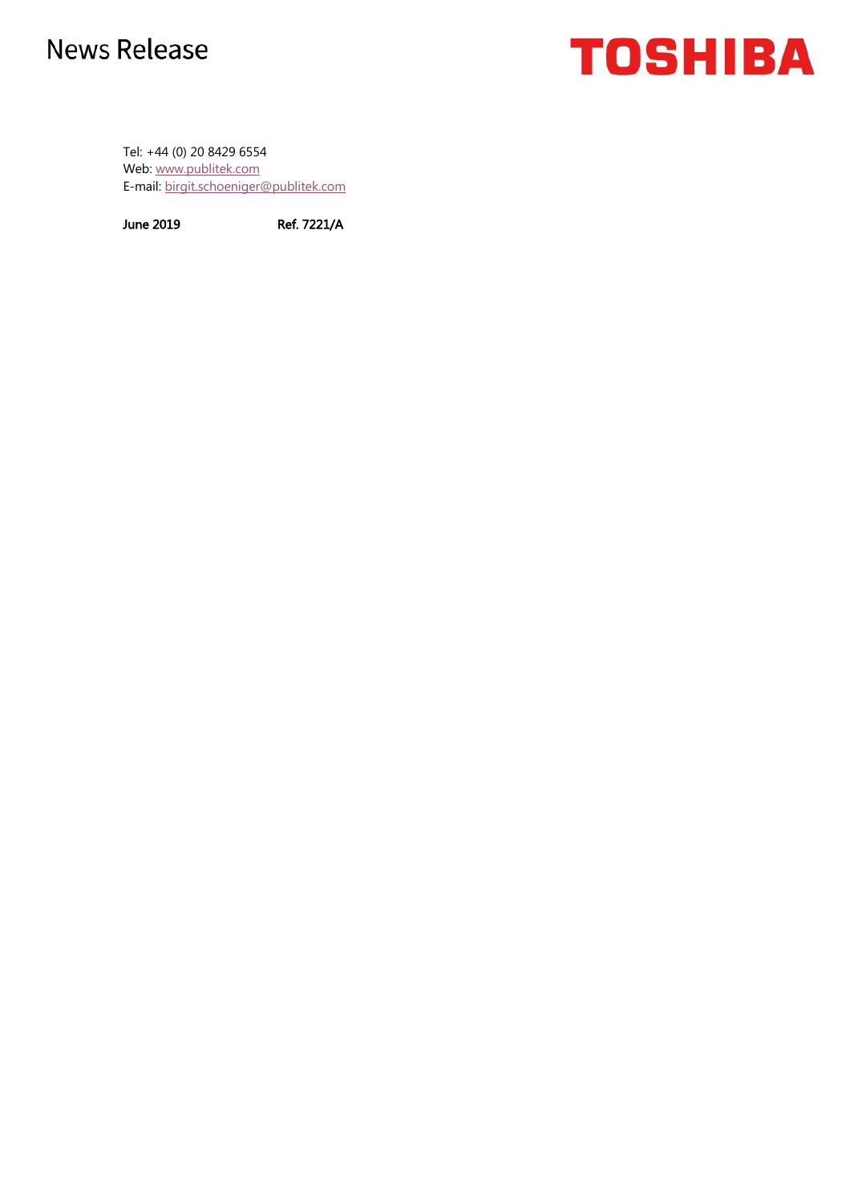Tel: +44 (0) 20 8429 6554
Web: www.publitek.com
E-mail: birgit.schoeniger@publitek.com

**June 2019** **Ref. 7221/A**